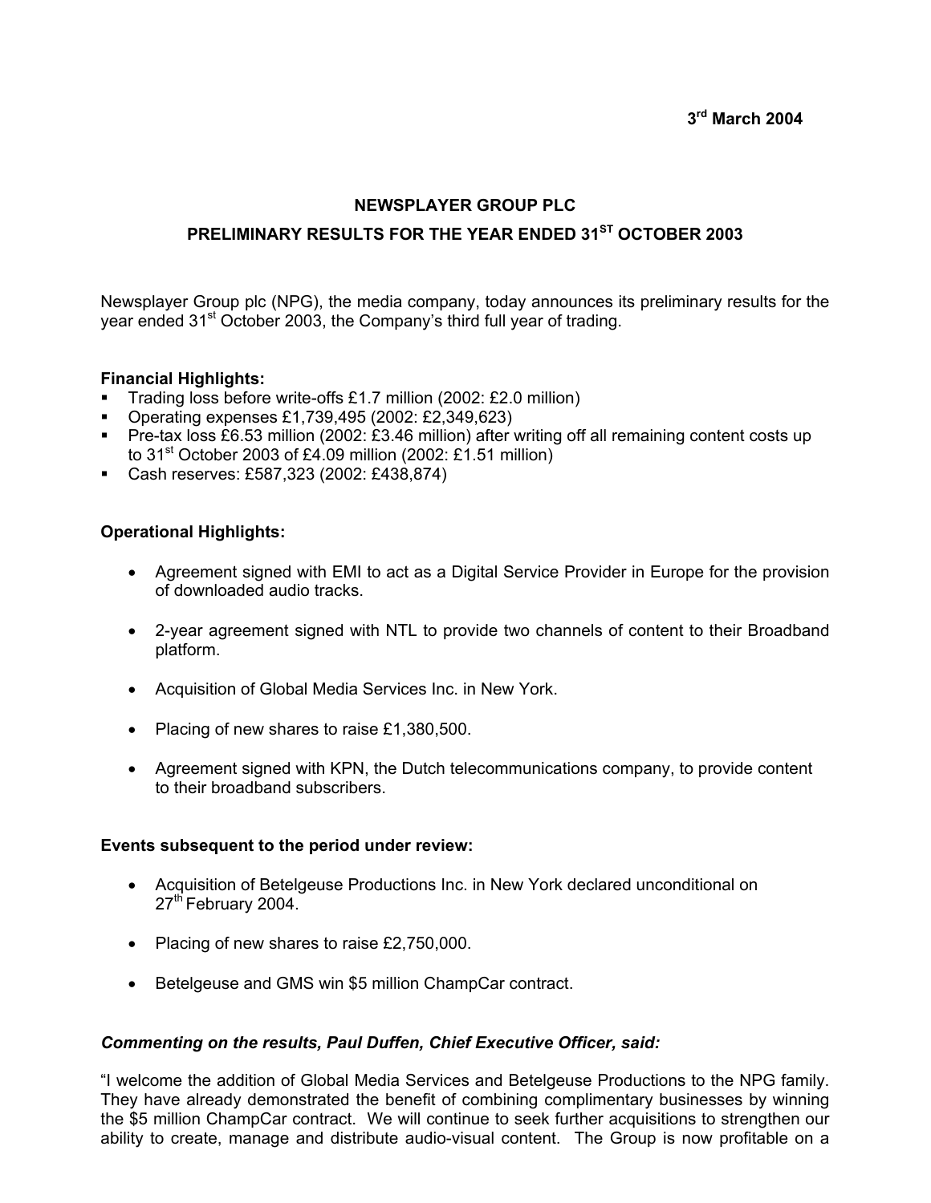3rd March 2004

# NEWSPLAYER GROUP PLC

## PRELIMINARY RESULTS FOR THE YEAR ENDED 31ST OCTOBER 2003

Newsplayer Group plc (NPG), the media company, today announces its preliminary results for the year ended 31st October 2003, the Company's third full year of trading.

**Financial Highlights:**

- Trading loss before write-offs £1.7 million (2002: £2.0 million)
- Operating expenses £1,739,495 (2002: £2,349,623)
- Pre-tax loss £6.53 million (2002: £3.46 million) after writing off all remaining content costs up to 31st October 2003 of £4.09 million (2002: £1.51 million)
- Cash reserves: £587,323 (2002: £438,874)

**Operational Highlights:**

- Agreement signed with EMI to act as a Digital Service Provider in Europe for the provision of downloaded audio tracks.
- 2-year agreement signed with NTL to provide two channels of content to their Broadband platform.
- Acquisition of Global Media Services Inc. in New York.
- Placing of new shares to raise £1,380,500.
- Agreement signed with KPN, the Dutch telecommunications company, to provide content to their broadband subscribers.

**Events subsequent to the period under review:**

- Acquisition of Betelgeuse Productions Inc. in New York declared unconditional on 27th February 2004.
- Placing of new shares to raise £2,750,000.
- Betelgeuse and GMS win $5 million ChampCar contract.

***Commenting on the results, Paul Duffen, Chief Executive Officer, said:***

"I welcome the addition of Global Media Services and Betelgeuse Productions to the NPG family. They have already demonstrated the benefit of combining complimentary businesses by winning the $5 million ChampCar contract. We will continue to seek further acquisitions to strengthen our ability to create, manage and distribute audio-visual content. The Group is now profitable on a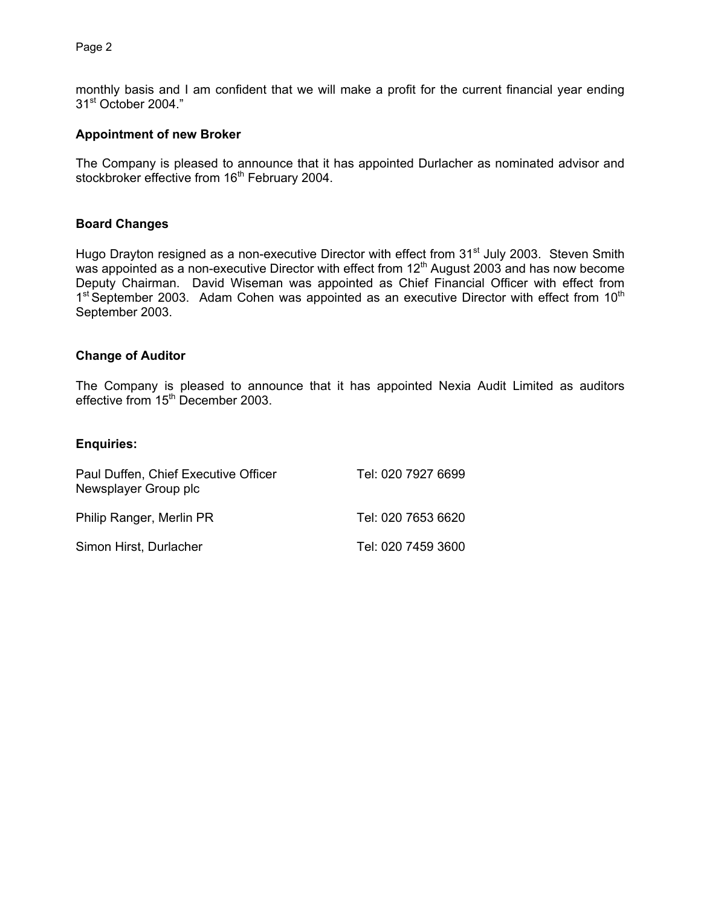monthly basis and I am confident that we will make a profit for the current financial year ending 31st October 2004."

**Appointment of new Broker**

The Company is pleased to announce that it has appointed Durlacher as nominated advisor and stockbroker effective from 16th February 2004.

**Board Changes**

Hugo Drayton resigned as a non-executive Director with effect from 31st July 2003. Steven Smith was appointed as a non-executive Director with effect from 12th August 2003 and has now become Deputy Chairman. David Wiseman was appointed as Chief Financial Officer with effect from 1st September 2003. Adam Cohen was appointed as an executive Director with effect from 10th September 2003.

**Change of Auditor**

The Company is pleased to announce that it has appointed Nexia Audit Limited as auditors effective from 15th December 2003.

**Enquiries:**

| | |
|---|---|
| Paul Duffen, Chief Executive Officer<br>Newsplayer Group plc | Tel: 020 7927 6699 |
| Philip Ranger, Merlin PR | Tel: 020 7653 6620 |
| Simon Hirst, Durlacher | Tel: 020 7459 3600 |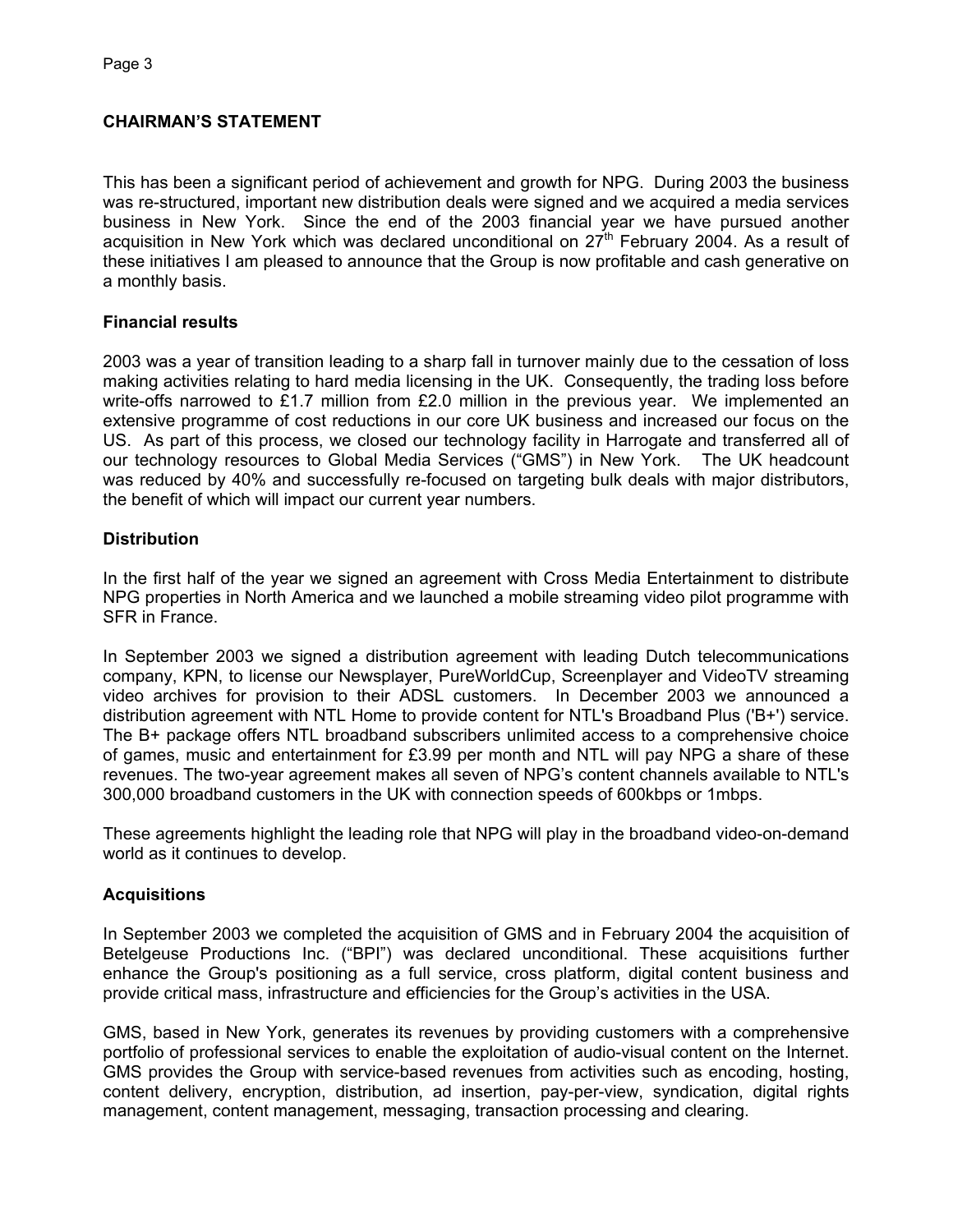## CHAIRMAN'S STATEMENT

This has been a significant period of achievement and growth for NPG. During 2003 the business was re-structured, important new distribution deals were signed and we acquired a media services business in New York. Since the end of the 2003 financial year we have pursued another acquisition in New York which was declared unconditional on 27th February 2004. As a result of these initiatives I am pleased to announce that the Group is now profitable and cash generative on a monthly basis.

### Financial results

2003 was a year of transition leading to a sharp fall in turnover mainly due to the cessation of loss making activities relating to hard media licensing in the UK. Consequently, the trading loss before write-offs narrowed to £1.7 million from £2.0 million in the previous year. We implemented an extensive programme of cost reductions in our core UK business and increased our focus on the US. As part of this process, we closed our technology facility in Harrogate and transferred all of our technology resources to Global Media Services ("GMS") in New York. The UK headcount was reduced by 40% and successfully re-focused on targeting bulk deals with major distributors, the benefit of which will impact our current year numbers.

### Distribution

In the first half of the year we signed an agreement with Cross Media Entertainment to distribute NPG properties in North America and we launched a mobile streaming video pilot programme with SFR in France.

In September 2003 we signed a distribution agreement with leading Dutch telecommunications company, KPN, to license our Newsplayer, PureWorldCup, Screenplayer and VideoTV streaming video archives for provision to their ADSL customers. In December 2003 we announced a distribution agreement with NTL Home to provide content for NTL's Broadband Plus ('B+') service. The B+ package offers NTL broadband subscribers unlimited access to a comprehensive choice of games, music and entertainment for £3.99 per month and NTL will pay NPG a share of these revenues. The two-year agreement makes all seven of NPG's content channels available to NTL's 300,000 broadband customers in the UK with connection speeds of 600kbps or 1mbps.

These agreements highlight the leading role that NPG will play in the broadband video-on-demand world as it continues to develop.

### Acquisitions

In September 2003 we completed the acquisition of GMS and in February 2004 the acquisition of Betelgeuse Productions Inc. ("BPI") was declared unconditional. These acquisitions further enhance the Group's positioning as a full service, cross platform, digital content business and provide critical mass, infrastructure and efficiencies for the Group's activities in the USA.

GMS, based in New York, generates its revenues by providing customers with a comprehensive portfolio of professional services to enable the exploitation of audio-visual content on the Internet. GMS provides the Group with service-based revenues from activities such as encoding, hosting, content delivery, encryption, distribution, ad insertion, pay-per-view, syndication, digital rights management, content management, messaging, transaction processing and clearing.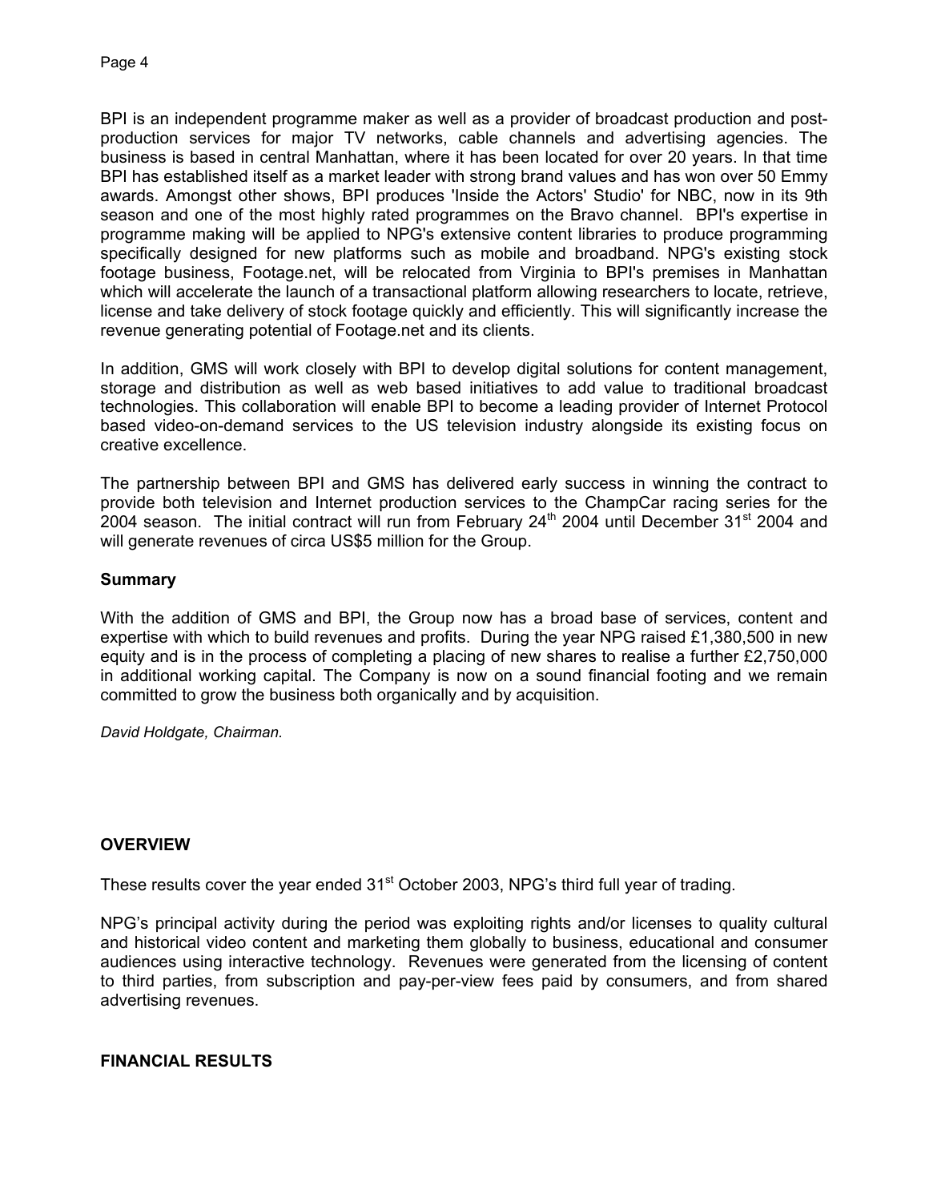BPI is an independent programme maker as well as a provider of broadcast production and post-production services for major TV networks, cable channels and advertising agencies. The business is based in central Manhattan, where it has been located for over 20 years. In that time BPI has established itself as a market leader with strong brand values and has won over 50 Emmy awards. Amongst other shows, BPI produces 'Inside the Actors' Studio' for NBC, now in its 9th season and one of the most highly rated programmes on the Bravo channel. BPI's expertise in programme making will be applied to NPG's extensive content libraries to produce programming specifically designed for new platforms such as mobile and broadband. NPG's existing stock footage business, Footage.net, will be relocated from Virginia to BPI's premises in Manhattan which will accelerate the launch of a transactional platform allowing researchers to locate, retrieve, license and take delivery of stock footage quickly and efficiently. This will significantly increase the revenue generating potential of Footage.net and its clients.

In addition, GMS will work closely with BPI to develop digital solutions for content management, storage and distribution as well as web based initiatives to add value to traditional broadcast technologies. This collaboration will enable BPI to become a leading provider of Internet Protocol based video-on-demand services to the US television industry alongside its existing focus on creative excellence.

The partnership between BPI and GMS has delivered early success in winning the contract to provide both television and Internet production services to the ChampCar racing series for the 2004 season. The initial contract will run from February 24th 2004 until December 31st 2004 and will generate revenues of circa US$5 million for the Group.

**Summary**

With the addition of GMS and BPI, the Group now has a broad base of services, content and expertise with which to build revenues and profits. During the year NPG raised £1,380,500 in new equity and is in the process of completing a placing of new shares to realise a further £2,750,000 in additional working capital. The Company is now on a sound financial footing and we remain committed to grow the business both organically and by acquisition.

*David Holdgate, Chairman.*

## OVERVIEW

These results cover the year ended 31st October 2003, NPG's third full year of trading.

NPG's principal activity during the period was exploiting rights and/or licenses to quality cultural and historical video content and marketing them globally to business, educational and consumer audiences using interactive technology. Revenues were generated from the licensing of content to third parties, from subscription and pay-per-view fees paid by consumers, and from shared advertising revenues.

## FINANCIAL RESULTS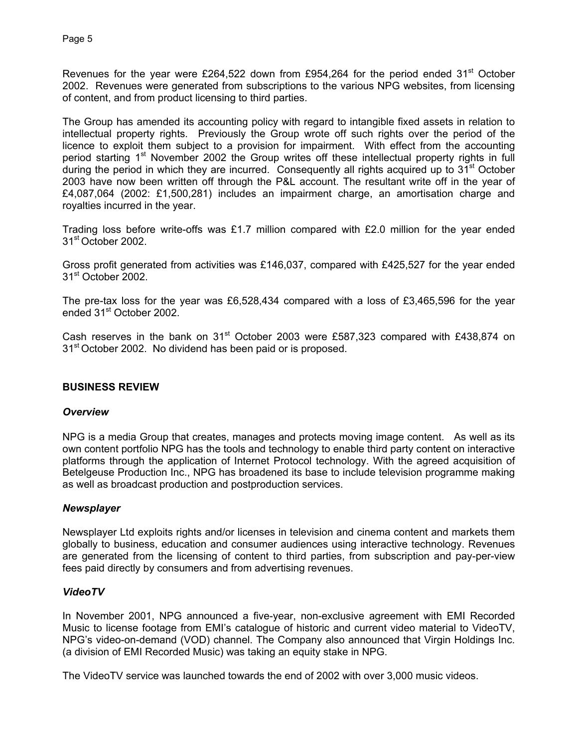Revenues for the year were £264,522 down from £954,264 for the period ended 31st October 2002. Revenues were generated from subscriptions to the various NPG websites, from licensing of content, and from product licensing to third parties.

The Group has amended its accounting policy with regard to intangible fixed assets in relation to intellectual property rights. Previously the Group wrote off such rights over the period of the licence to exploit them subject to a provision for impairment. With effect from the accounting period starting 1st November 2002 the Group writes off these intellectual property rights in full during the period in which they are incurred. Consequently all rights acquired up to 31st October 2003 have now been written off through the P&L account. The resultant write off in the year of £4,087,064 (2002: £1,500,281) includes an impairment charge, an amortisation charge and royalties incurred in the year.

Trading loss before write-offs was £1.7 million compared with £2.0 million for the year ended 31st October 2002.

Gross profit generated from activities was £146,037, compared with £425,527 for the year ended 31st October 2002.

The pre-tax loss for the year was £6,528,434 compared with a loss of £3,465,596 for the year ended 31st October 2002.

Cash reserves in the bank on 31st October 2003 were £587,323 compared with £438,874 on 31st October 2002. No dividend has been paid or is proposed.

## BUSINESS REVIEW

### *Overview*

NPG is a media Group that creates, manages and protects moving image content. As well as its own content portfolio NPG has the tools and technology to enable third party content on interactive platforms through the application of Internet Protocol technology. With the agreed acquisition of Betelgeuse Production Inc., NPG has broadened its base to include television programme making as well as broadcast production and postproduction services.

### *Newsplayer*

Newsplayer Ltd exploits rights and/or licenses in television and cinema content and markets them globally to business, education and consumer audiences using interactive technology. Revenues are generated from the licensing of content to third parties, from subscription and pay-per-view fees paid directly by consumers and from advertising revenues.

### *VideoTV*

In November 2001, NPG announced a five-year, non-exclusive agreement with EMI Recorded Music to license footage from EMI's catalogue of historic and current video material to VideoTV, NPG's video-on-demand (VOD) channel. The Company also announced that Virgin Holdings Inc. (a division of EMI Recorded Music) was taking an equity stake in NPG.

The VideoTV service was launched towards the end of 2002 with over 3,000 music videos.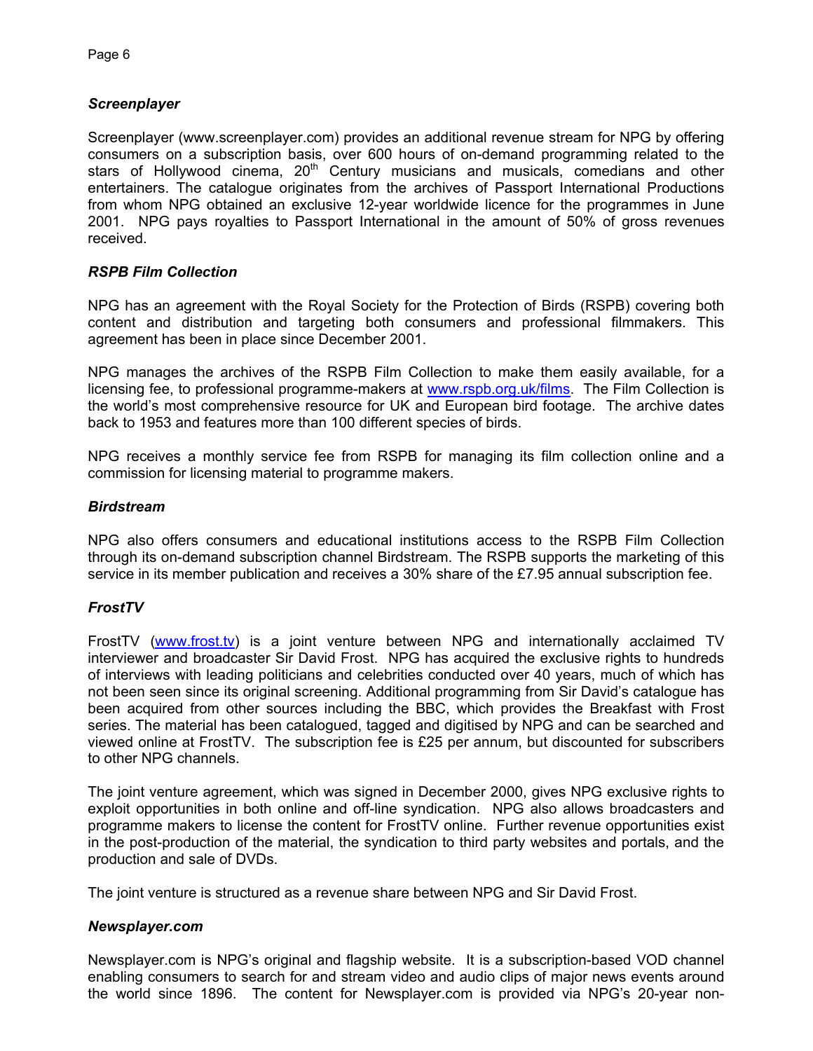### *Screenplayer*

Screenplayer (www.screenplayer.com) provides an additional revenue stream for NPG by offering consumers on a subscription basis, over 600 hours of on-demand programming related to the stars of Hollywood cinema, 20th Century musicians and musicals, comedians and other entertainers. The catalogue originates from the archives of Passport International Productions from whom NPG obtained an exclusive 12-year worldwide licence for the programmes in June 2001. NPG pays royalties to Passport International in the amount of 50% of gross revenues received.

### *RSPB Film Collection*

NPG has an agreement with the Royal Society for the Protection of Birds (RSPB) covering both content and distribution and targeting both consumers and professional filmmakers. This agreement has been in place since December 2001.

NPG manages the archives of the RSPB Film Collection to make them easily available, for a licensing fee, to professional programme-makers at www.rspb.org.uk/films. The Film Collection is the world's most comprehensive resource for UK and European bird footage. The archive dates back to 1953 and features more than 100 different species of birds.

NPG receives a monthly service fee from RSPB for managing its film collection online and a commission for licensing material to programme makers.

### *Birdstream*

NPG also offers consumers and educational institutions access to the RSPB Film Collection through its on-demand subscription channel Birdstream. The RSPB supports the marketing of this service in its member publication and receives a 30% share of the £7.95 annual subscription fee.

### *FrostTV*

FrostTV (www.frost.tv) is a joint venture between NPG and internationally acclaimed TV interviewer and broadcaster Sir David Frost. NPG has acquired the exclusive rights to hundreds of interviews with leading politicians and celebrities conducted over 40 years, much of which has not been seen since its original screening. Additional programming from Sir David's catalogue has been acquired from other sources including the BBC, which provides the Breakfast with Frost series. The material has been catalogued, tagged and digitised by NPG and can be searched and viewed online at FrostTV. The subscription fee is £25 per annum, but discounted for subscribers to other NPG channels.

The joint venture agreement, which was signed in December 2000, gives NPG exclusive rights to exploit opportunities in both online and off-line syndication. NPG also allows broadcasters and programme makers to license the content for FrostTV online. Further revenue opportunities exist in the post-production of the material, the syndication to third party websites and portals, and the production and sale of DVDs.

The joint venture is structured as a revenue share between NPG and Sir David Frost.

### *Newsplayer.com*

Newsplayer.com is NPG's original and flagship website. It is a subscription-based VOD channel enabling consumers to search for and stream video and audio clips of major news events around the world since 1896. The content for Newsplayer.com is provided via NPG's 20-year non-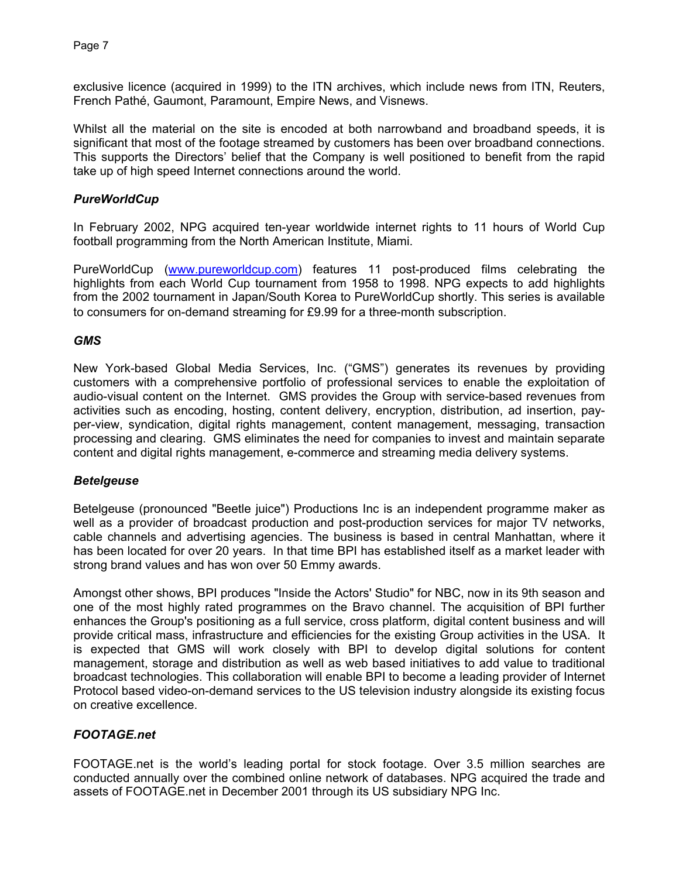exclusive licence (acquired in 1999) to the ITN archives, which include news from ITN, Reuters, French Pathé, Gaumont, Paramount, Empire News, and Visnews.

Whilst all the material on the site is encoded at both narrowband and broadband speeds, it is significant that most of the footage streamed by customers has been over broadband connections. This supports the Directors' belief that the Company is well positioned to benefit from the rapid take up of high speed Internet connections around the world.

### *PureWorldCup*

In February 2002, NPG acquired ten-year worldwide internet rights to 11 hours of World Cup football programming from the North American Institute, Miami.

PureWorldCup (www.pureworldcup.com) features 11 post-produced films celebrating the highlights from each World Cup tournament from 1958 to 1998. NPG expects to add highlights from the 2002 tournament in Japan/South Korea to PureWorldCup shortly. This series is available to consumers for on-demand streaming for £9.99 for a three-month subscription.

### *GMS*

New York-based Global Media Services, Inc. ("GMS") generates its revenues by providing customers with a comprehensive portfolio of professional services to enable the exploitation of audio-visual content on the Internet. GMS provides the Group with service-based revenues from activities such as encoding, hosting, content delivery, encryption, distribution, ad insertion, pay-per-view, syndication, digital rights management, content management, messaging, transaction processing and clearing. GMS eliminates the need for companies to invest and maintain separate content and digital rights management, e-commerce and streaming media delivery systems.

### *Betelgeuse*

Betelgeuse (pronounced "Beetle juice") Productions Inc is an independent programme maker as well as a provider of broadcast production and post-production services for major TV networks, cable channels and advertising agencies. The business is based in central Manhattan, where it has been located for over 20 years. In that time BPI has established itself as a market leader with strong brand values and has won over 50 Emmy awards.

Amongst other shows, BPI produces "Inside the Actors' Studio" for NBC, now in its 9th season and one of the most highly rated programmes on the Bravo channel. The acquisition of BPI further enhances the Group's positioning as a full service, cross platform, digital content business and will provide critical mass, infrastructure and efficiencies for the existing Group activities in the USA. It is expected that GMS will work closely with BPI to develop digital solutions for content management, storage and distribution as well as web based initiatives to add value to traditional broadcast technologies. This collaboration will enable BPI to become a leading provider of Internet Protocol based video-on-demand services to the US television industry alongside its existing focus on creative excellence.

### *FOOTAGE.net*

FOOTAGE.net is the world's leading portal for stock footage. Over 3.5 million searches are conducted annually over the combined online network of databases. NPG acquired the trade and assets of FOOTAGE.net in December 2001 through its US subsidiary NPG Inc.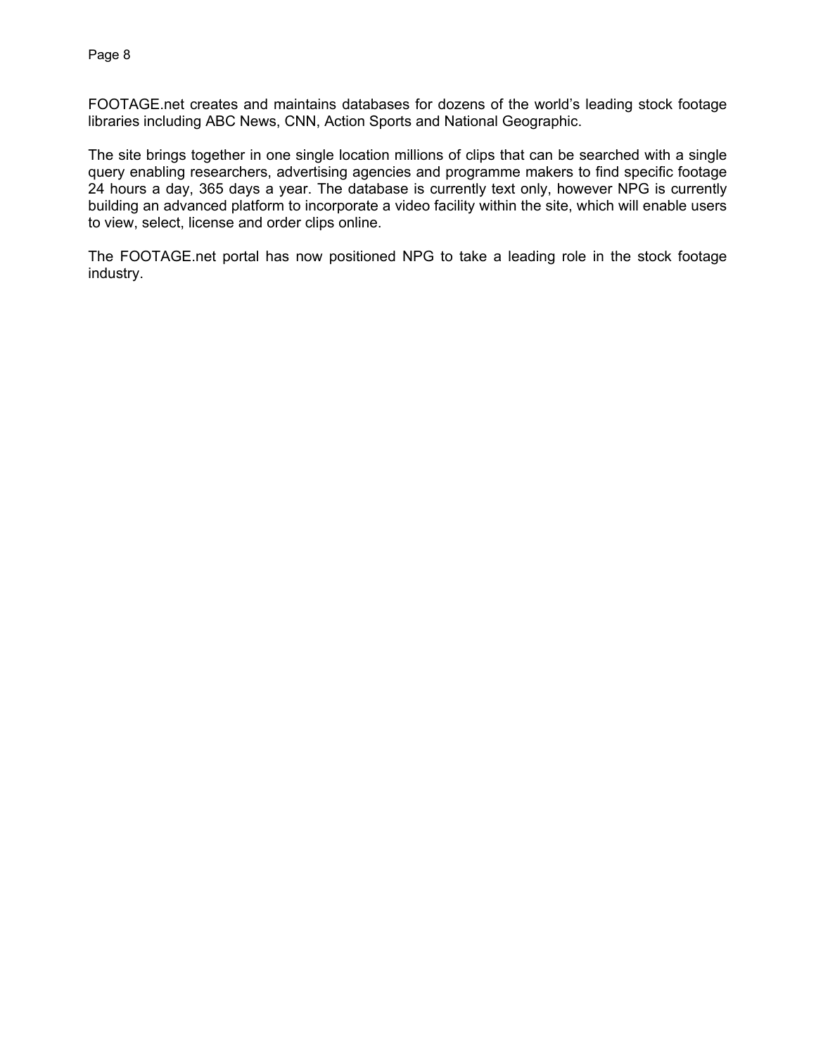FOOTAGE.net creates and maintains databases for dozens of the world's leading stock footage libraries including ABC News, CNN, Action Sports and National Geographic.

The site brings together in one single location millions of clips that can be searched with a single query enabling researchers, advertising agencies and programme makers to find specific footage 24 hours a day, 365 days a year. The database is currently text only, however NPG is currently building an advanced platform to incorporate a video facility within the site, which will enable users to view, select, license and order clips online.

The FOOTAGE.net portal has now positioned NPG to take a leading role in the stock footage industry.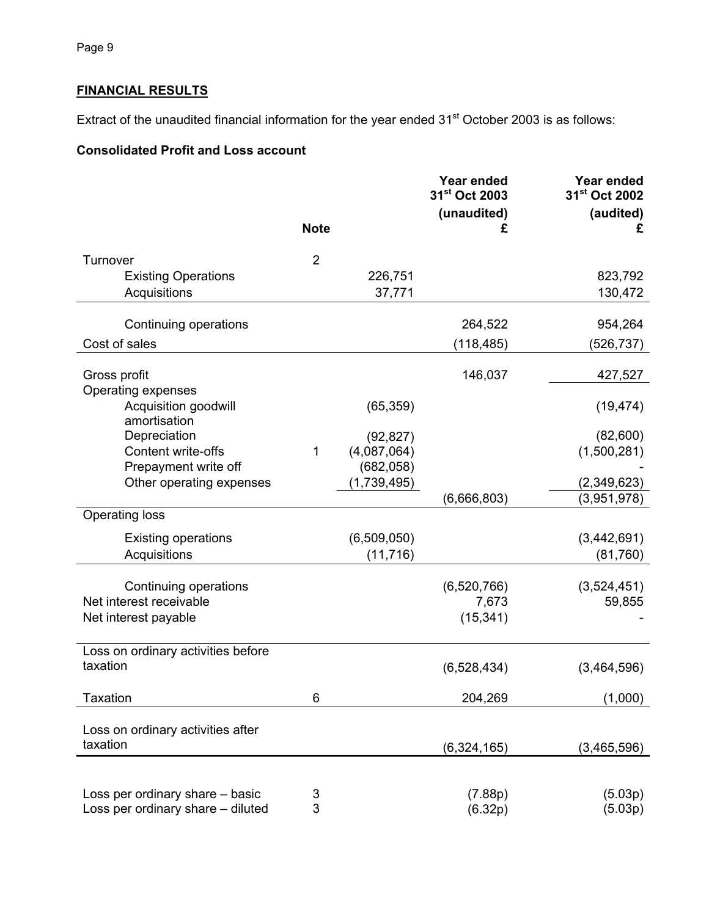## FINANCIAL RESULTS

Extract of the unaudited financial information for the year ended 31st October 2003 is as follows:

### Consolidated Profit and Loss account

| | Note | | Year ended 31st Oct 2003 (unaudited) £ | Year ended 31st Oct 2002 (audited) £ |
|---|---|---|---|---|
| Turnover | 2 | | | |
| Existing Operations | | 226,751 | | 823,792 |
| Acquisitions | | 37,771 | | 130,472 |
| Continuing operations | | | 264,522 | 954,264 |
| Cost of sales | | | (118,485) | (526,737) |
| Gross profit | | | 146,037 | 427,527 |
| Operating expenses | | | | |
| Acquisition goodwill amortisation | | (65,359) | | (19,474) |
| Depreciation | | (92,827) | | (82,600) |
| Content write-offs | 1 | (4,087,064) | | (1,500,281) |
| Prepayment write off | | (682,058) | | - |
| Other operating expenses | | (1,739,495) | | (2,349,623) |
| | | | (6,666,803) | (3,951,978) |
| Operating loss | | | | |
| Existing operations | | (6,509,050) | | (3,442,691) |
| Acquisitions | | (11,716) | | (81,760) |
| Continuing operations | | | (6,520,766) | (3,524,451) |
| Net interest receivable | | | 7,673 | 59,855 |
| Net interest payable | | | (15,341) | - |
| Loss on ordinary activities before taxation | | | (6,528,434) | (3,464,596) |
| Taxation | 6 | | 204,269 | (1,000) |
| Loss on ordinary activities after taxation | | | (6,324,165) | (3,465,596) |
| Loss per ordinary share – basic | 3 | | (7.88p) | (5.03p) |
| Loss per ordinary share – diluted | 3 | | (6.32p) | (5.03p) |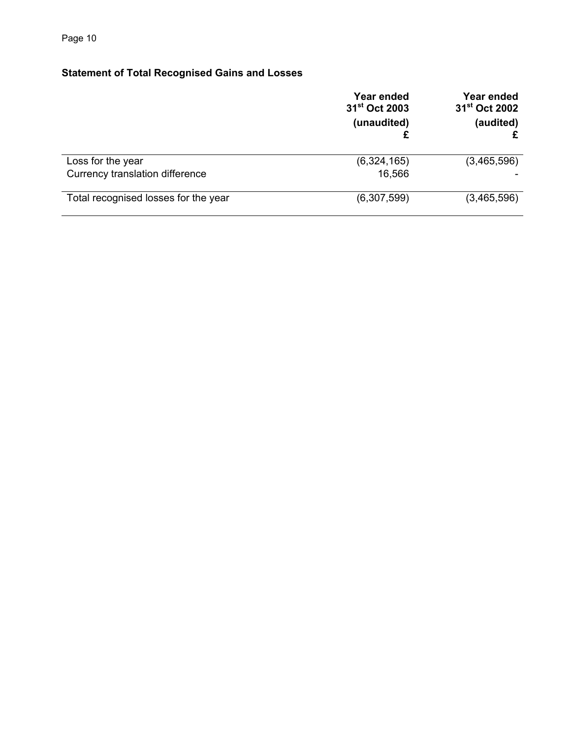## Statement of Total Recognised Gains and Losses

| | Year ended 31st Oct 2003 (unaudited) £ | Year ended 31st Oct 2002 (audited) £ |
|---|---|---|
| Loss for the year | (6,324,165) | (3,465,596) |
| Currency translation difference | 16,566 | - |
| Total recognised losses for the year | (6,307,599) | (3,465,596) |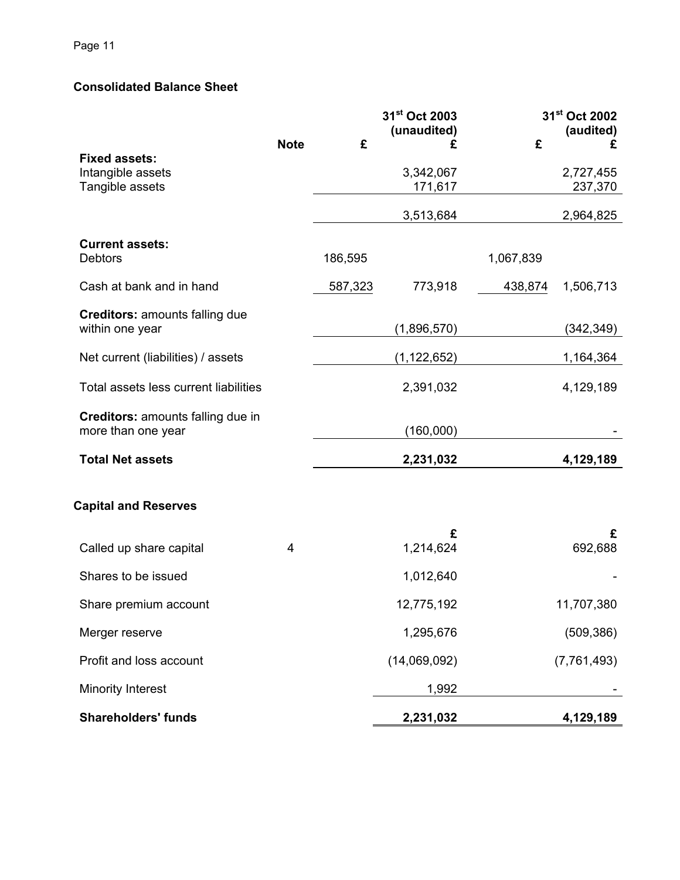## Consolidated Balance Sheet

| | Note | 31st Oct 2003 (unaudited) £ | £ | 31st Oct 2002 (audited) £ | £ |
|---|---|---|---|---|---|
| **Fixed assets:** | | | | | |
| Intangible assets | | | 3,342,067 | | 2,727,455 |
| Tangible assets | | | 171,617 | | 237,370 |
| | | | 3,513,684 | | 2,964,825 |
| **Current assets:** | | | | | |
| Debtors | | 186,595 | | 1,067,839 | |
| Cash at bank and in hand | | 587,323 | 773,918 | 438,874 | 1,506,713 |
| **Creditors:** amounts falling due within one year | | | (1,896,570) | | (342,349) |
| Net current (liabilities) / assets | | | (1,122,652) | | 1,164,364 |
| Total assets less current liabilities | | | 2,391,032 | | 4,129,189 |
| **Creditors:** amounts falling due in more than one year | | | (160,000) | | - |
| **Total Net assets** | | | **2,231,032** | | **4,129,189** |

## Capital and Reserves

| | Note | £ | £ |
|---|---|---|---|
| Called up share capital | 4 | 1,214,624 | 692,688 |
| Shares to be issued | | 1,012,640 | - |
| Share premium account | | 12,775,192 | 11,707,380 |
| Merger reserve | | 1,295,676 | (509,386) |
| Profit and loss account | | (14,069,092) | (7,761,493) |
| Minority Interest | | 1,992 | - |
| **Shareholders' funds** | | **2,231,032** | **4,129,189** |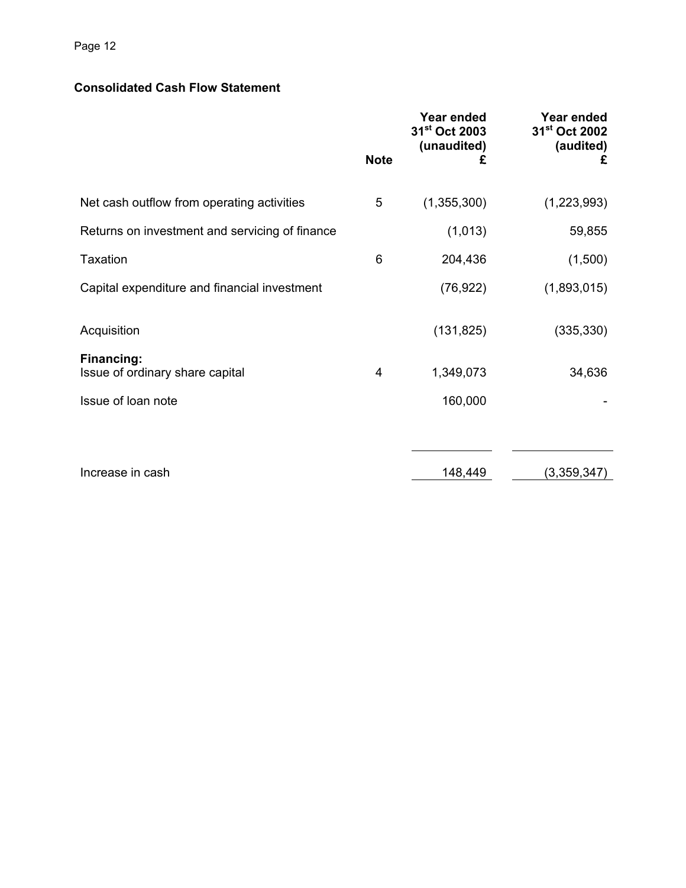**Consolidated Cash Flow Statement**

| | Note | Year ended 31st Oct 2003 (unaudited) £ | Year ended 31st Oct 2002 (audited) £ |
|---|---|---|---|
| Net cash outflow from operating activities | 5 | (1,355,300) | (1,223,993) |
| Returns on investment and servicing of finance | | (1,013) | 59,855 |
| Taxation | 6 | 204,436 | (1,500) |
| Capital expenditure and financial investment | | (76,922) | (1,893,015) |
| Acquisition | | (131,825) | (335,330) |
| **Financing:** | | | |
| Issue of ordinary share capital | 4 | 1,349,073 | 34,636 |
| Issue of loan note | | 160,000 | - |
| Increase in cash | | 148,449 | (3,359,347) |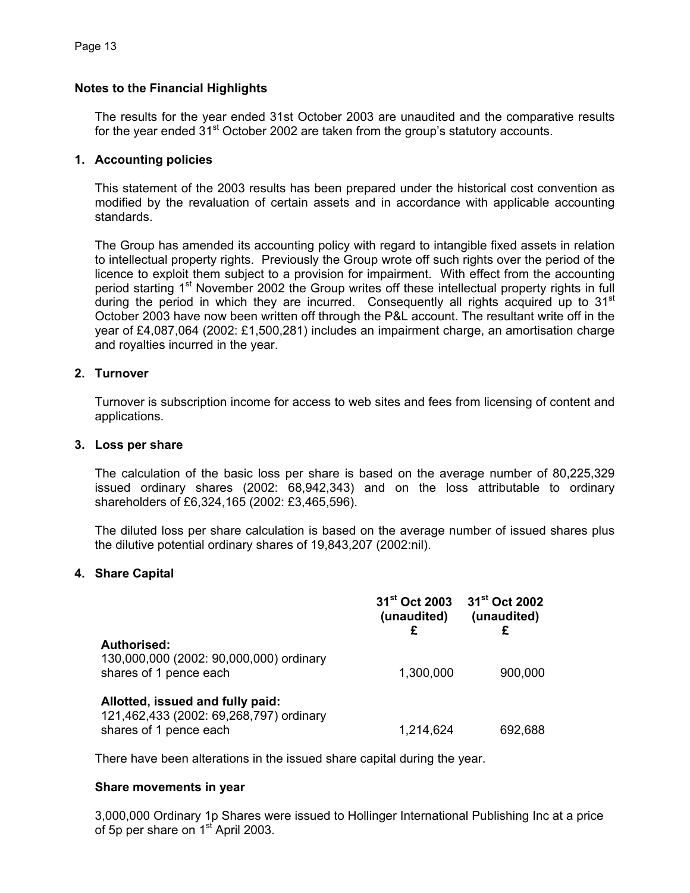## Notes to the Financial Highlights

The results for the year ended 31st October 2003 are unaudited and the comparative results for the year ended 31st October 2002 are taken from the group's statutory accounts.

### 1. Accounting policies

This statement of the 2003 results has been prepared under the historical cost convention as modified by the revaluation of certain assets and in accordance with applicable accounting standards.

The Group has amended its accounting policy with regard to intangible fixed assets in relation to intellectual property rights. Previously the Group wrote off such rights over the period of the licence to exploit them subject to a provision for impairment. With effect from the accounting period starting 1st November 2002 the Group writes off these intellectual property rights in full during the period in which they are incurred. Consequently all rights acquired up to 31st October 2003 have now been written off through the P&L account. The resultant write off in the year of £4,087,064 (2002: £1,500,281) includes an impairment charge, an amortisation charge and royalties incurred in the year.

### 2. Turnover

Turnover is subscription income for access to web sites and fees from licensing of content and applications.

### 3. Loss per share

The calculation of the basic loss per share is based on the average number of 80,225,329 issued ordinary shares (2002: 68,942,343) and on the loss attributable to ordinary shareholders of £6,324,165 (2002: £3,465,596).

The diluted loss per share calculation is based on the average number of issued shares plus the dilutive potential ordinary shares of 19,843,207 (2002:nil).

### 4. Share Capital

| | 31st Oct 2003 (unaudited) £ | 31st Oct 2002 (unaudited) £ |
|---|---|---|
| **Authorised:** | | |
| 130,000,000 (2002: 90,000,000) ordinary shares of 1 pence each | 1,300,000 | 900,000 |
| **Allotted, issued and fully paid:** | | |
| 121,462,433 (2002: 69,268,797) ordinary shares of 1 pence each | 1,214,624 | 692,688 |

There have been alterations in the issued share capital during the year.

**Share movements in year**

3,000,000 Ordinary 1p Shares were issued to Hollinger International Publishing Inc at a price of 5p per share on 1st April 2003.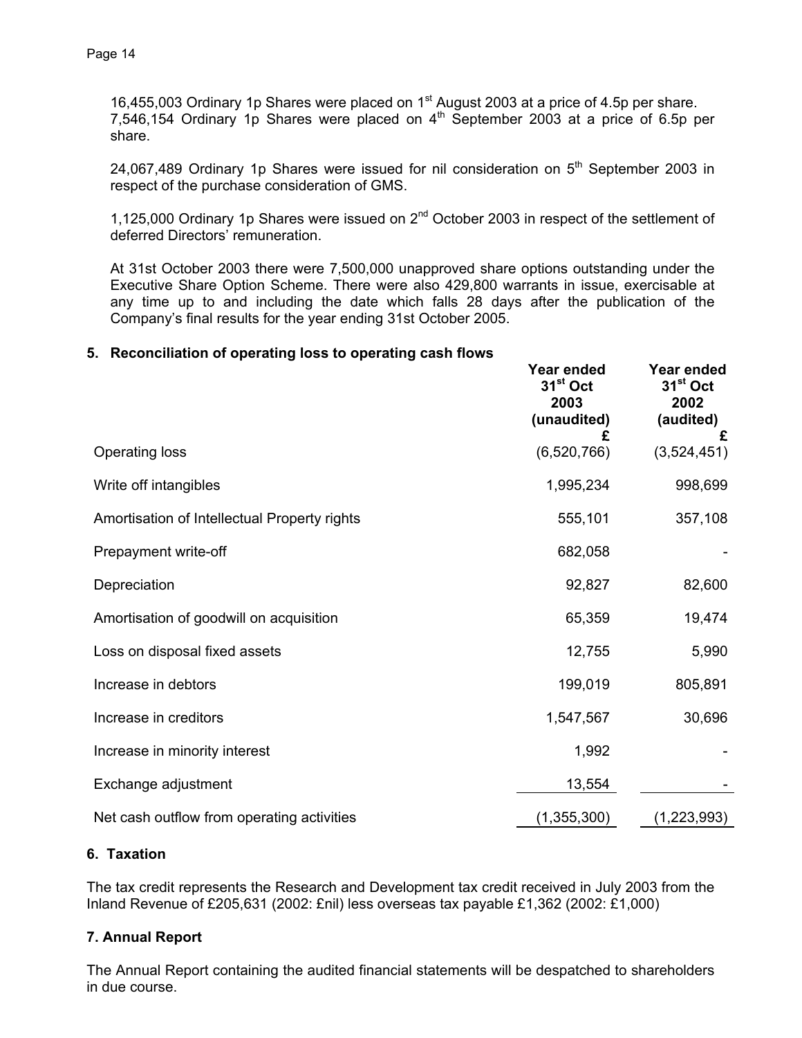16,455,003 Ordinary 1p Shares were placed on 1st August 2003 at a price of 4.5p per share. 7,546,154 Ordinary 1p Shares were placed on 4th September 2003 at a price of 6.5p per share.

24,067,489 Ordinary 1p Shares were issued for nil consideration on 5th September 2003 in respect of the purchase consideration of GMS.

1,125,000 Ordinary 1p Shares were issued on 2nd October 2003 in respect of the settlement of deferred Directors' remuneration.

At 31st October 2003 there were 7,500,000 unapproved share options outstanding under the Executive Share Option Scheme. There were also 429,800 warrants in issue, exercisable at any time up to and including the date which falls 28 days after the publication of the Company's final results for the year ending 31st October 2005.

## 5. Reconciliation of operating loss to operating cash flows

| | Year ended 31st Oct 2003 (unaudited) £ | Year ended 31st Oct 2002 (audited) £ |
|---|---|---|
| Operating loss | (6,520,766) | (3,524,451) |
| Write off intangibles | 1,995,234 | 998,699 |
| Amortisation of Intellectual Property rights | 555,101 | 357,108 |
| Prepayment write-off | 682,058 | - |
| Depreciation | 92,827 | 82,600 |
| Amortisation of goodwill on acquisition | 65,359 | 19,474 |
| Loss on disposal fixed assets | 12,755 | 5,990 |
| Increase in debtors | 199,019 | 805,891 |
| Increase in creditors | 1,547,567 | 30,696 |
| Increase in minority interest | 1,992 | - |
| Exchange adjustment | 13,554 | - |
| Net cash outflow from operating activities | (1,355,300) | (1,223,993) |

## 6. Taxation

The tax credit represents the Research and Development tax credit received in July 2003 from the Inland Revenue of £205,631 (2002: £nil) less overseas tax payable £1,362 (2002: £1,000)

## 7. Annual Report

The Annual Report containing the audited financial statements will be despatched to shareholders in due course.